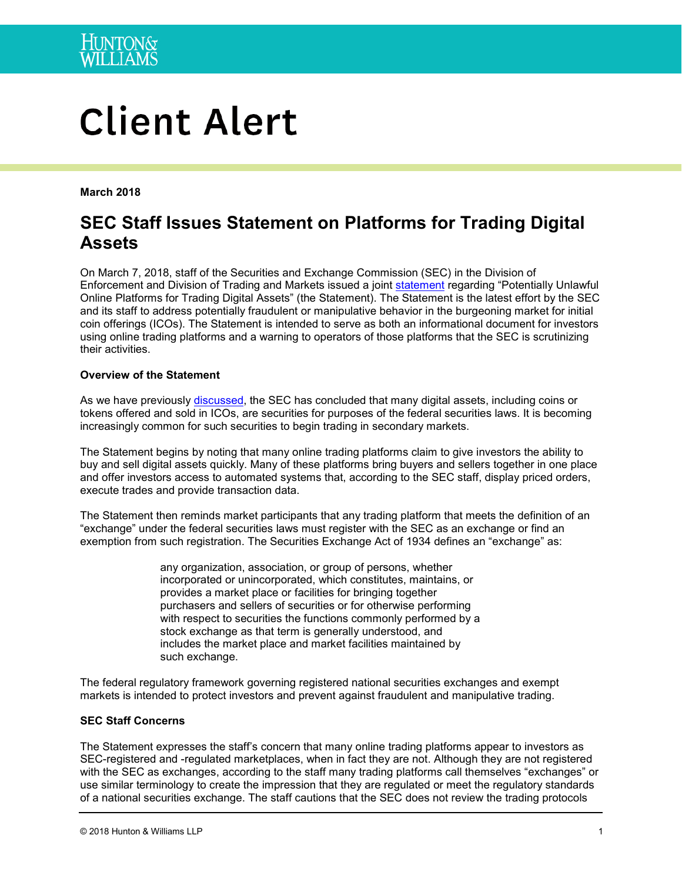# Client Alert

**March 2018**

## SEC Staff Issues Statement on Platforms for Trading Digital Assets

On March 7, 2018, staff of the Securities and Exchange Commission (SEC) in the Division of Enforcement and Division of Trading and Markets issued a joint statement regarding "Potentially Unlawful Online Platforms for Trading Digital Assets" (the Statement). The Statement is the latest effort by the SEC and its staff to address potentially fraudulent or manipulative behavior in the burgeoning market for initial coin offerings (ICOs). The Statement is intended to serve as both an informational document for investors using online trading platforms and a warning to operators of those platforms that the SEC is scrutinizing their activities.

**Overview of the Statement**

As we have previously discussed, the SEC has concluded that many digital assets, including coins or tokens offered and sold in ICOs, are securities for purposes of the federal securities laws. It is becoming increasingly common for such securities to begin trading in secondary markets.

The Statement begins by noting that many online trading platforms claim to give investors the ability to buy and sell digital assets quickly. Many of these platforms bring buyers and sellers together in one place and offer investors access to automated systems that, according to the SEC staff, display priced orders, execute trades and provide transaction data.

The Statement then reminds market participants that any trading platform that meets the definition of an "exchange" under the federal securities laws must register with the SEC as an exchange or find an exemption from such registration. The Securities Exchange Act of 1934 defines an "exchange" as:

> any organization, association, or group of persons, whether incorporated or unincorporated, which constitutes, maintains, or provides a market place or facilities for bringing together purchasers and sellers of securities or for otherwise performing with respect to securities the functions commonly performed by a stock exchange as that term is generally understood, and includes the market place and market facilities maintained by such exchange.

The federal regulatory framework governing registered national securities exchanges and exempt markets is intended to protect investors and prevent against fraudulent and manipulative trading.

**SEC Staff Concerns**

The Statement expresses the staff's concern that many online trading platforms appear to investors as SEC-registered and -regulated marketplaces, when in fact they are not. Although they are not registered with the SEC as exchanges, according to the staff many trading platforms call themselves "exchanges" or use similar terminology to create the impression that they are regulated or meet the regulatory standards of a national securities exchange. The staff cautions that the SEC does not review the trading protocols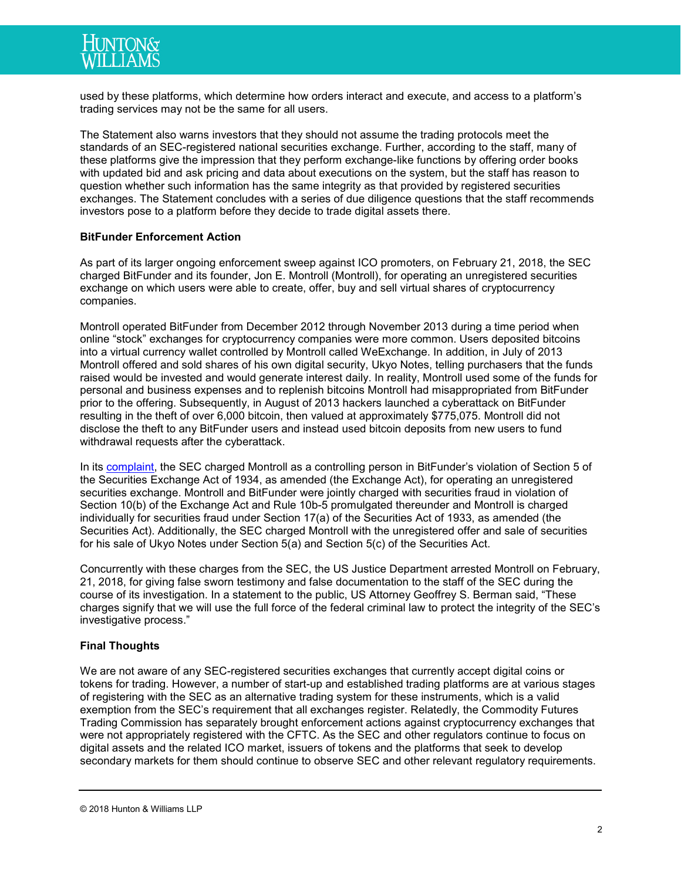used by these platforms, which determine how orders interact and execute, and access to a platform's trading services may not be the same for all users.

The Statement also warns investors that they should not assume the trading protocols meet the standards of an SEC-registered national securities exchange. Further, according to the staff, many of these platforms give the impression that they perform exchange-like functions by offering order books with updated bid and ask pricing and data about executions on the system, but the staff has reason to question whether such information has the same integrity as that provided by registered securities exchanges. The Statement concludes with a series of due diligence questions that the staff recommends investors pose to a platform before they decide to trade digital assets there.

**BitFunder Enforcement Action**

As part of its larger ongoing enforcement sweep against ICO promoters, on February 21, 2018, the SEC charged BitFunder and its founder, Jon E. Montroll (Montroll), for operating an unregistered securities exchange on which users were able to create, offer, buy and sell virtual shares of cryptocurrency companies.

Montroll operated BitFunder from December 2012 through November 2013 during a time period when online "stock" exchanges for cryptocurrency companies were more common. Users deposited bitcoins into a virtual currency wallet controlled by Montroll called WeExchange. In addition, in July of 2013 Montroll offered and sold shares of his own digital security, Ukyo Notes, telling purchasers that the funds raised would be invested and would generate interest daily. In reality, Montroll used some of the funds for personal and business expenses and to replenish bitcoins Montroll had misappropriated from BitFunder prior to the offering. Subsequently, in August of 2013 hackers launched a cyberattack on BitFunder resulting in the theft of over 6,000 bitcoin, then valued at approximately $775,075. Montroll did not disclose the theft to any BitFunder users and instead used bitcoin deposits from new users to fund withdrawal requests after the cyberattack.

In its complaint, the SEC charged Montroll as a controlling person in BitFunder's violation of Section 5 of the Securities Exchange Act of 1934, as amended (the Exchange Act), for operating an unregistered securities exchange. Montroll and BitFunder were jointly charged with securities fraud in violation of Section 10(b) of the Exchange Act and Rule 10b-5 promulgated thereunder and Montroll is charged individually for securities fraud under Section 17(a) of the Securities Act of 1933, as amended (the Securities Act). Additionally, the SEC charged Montroll with the unregistered offer and sale of securities for his sale of Ukyo Notes under Section 5(a) and Section 5(c) of the Securities Act.

Concurrently with these charges from the SEC, the US Justice Department arrested Montroll on February, 21, 2018, for giving false sworn testimony and false documentation to the staff of the SEC during the course of its investigation. In a statement to the public, US Attorney Geoffrey S. Berman said, "These charges signify that we will use the full force of the federal criminal law to protect the integrity of the SEC's investigative process."

**Final Thoughts**

We are not aware of any SEC-registered securities exchanges that currently accept digital coins or tokens for trading. However, a number of start-up and established trading platforms are at various stages of registering with the SEC as an alternative trading system for these instruments, which is a valid exemption from the SEC's requirement that all exchanges register. Relatedly, the Commodity Futures Trading Commission has separately brought enforcement actions against cryptocurrency exchanges that were not appropriately registered with the CFTC. As the SEC and other regulators continue to focus on digital assets and the related ICO market, issuers of tokens and the platforms that seek to develop secondary markets for them should continue to observe SEC and other relevant regulatory requirements.

© 2018 Hunton & Williams LLP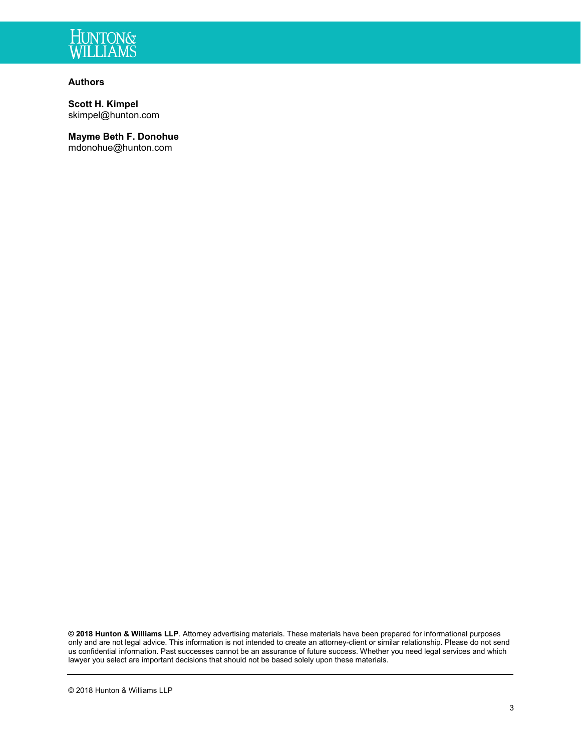**Authors**

**Scott H. Kimpel**
skimpel@hunton.com

**Mayme Beth F. Donohue**
mdonohue@hunton.com

**© 2018 Hunton & Williams LLP**. Attorney advertising materials. These materials have been prepared for informational purposes only and are not legal advice. This information is not intended to create an attorney-client or similar relationship. Please do not send us confidential information. Past successes cannot be an assurance of future success. Whether you need legal services and which lawyer you select are important decisions that should not be based solely upon these materials.